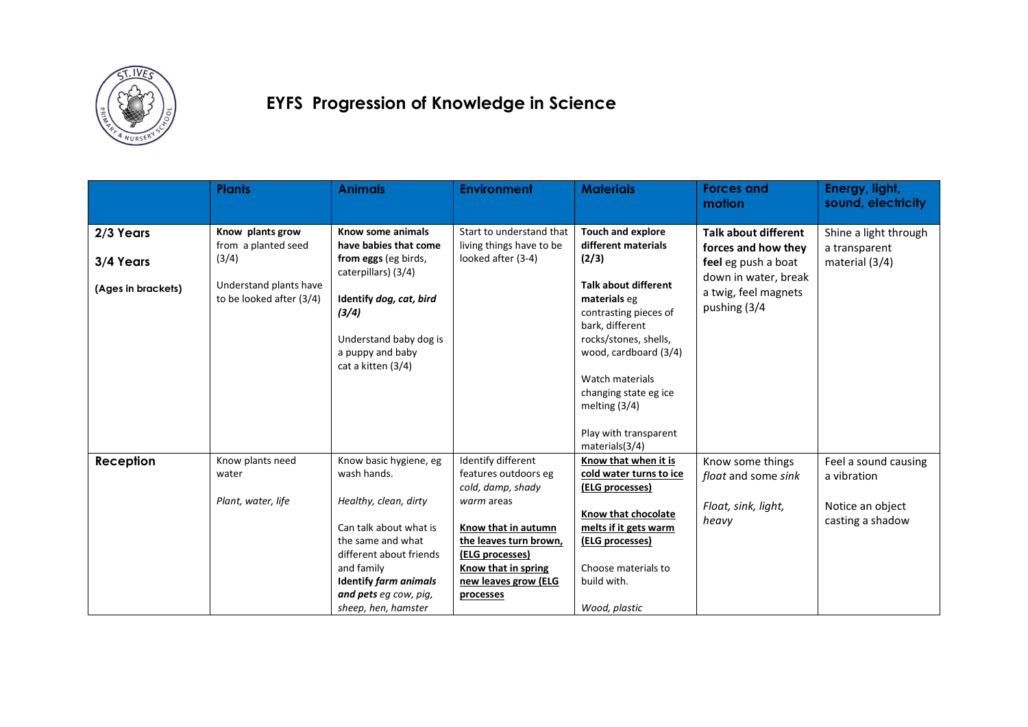# EYFS Progression of Knowledge in Science

| | Plants | Animals | Environment | Materials | Forces and motion | Energy, light, sound, electricity |
|---|---|---|---|---|---|---|
| **2/3 Years**<br><br>**3/4 Years**<br><br>**(Ages in brackets)** | **Know plants grow** from a planted seed (3/4)<br><br>Understand plants have to be looked after (3/4) | **Know some animals have babies that come from eggs** (eg birds, caterpillars) (3/4)<br><br>**Identify *dog, cat, bird* *(3/4)***<br><br>Understand baby dog is a puppy and baby cat a kitten (3/4) | Start to understand that living things have to be looked after (3-4) | **Touch and explore different materials (2/3)**<br><br>**Talk about different materials** eg contrasting pieces of bark, different rocks/stones, shells, wood, cardboard (3/4)<br><br>Watch materials changing state eg ice melting (3/4)<br><br>Play with transparent materials(3/4) | **Talk about different forces and how they feel** eg push a boat down in water, break a twig, feel magnets pushing (3/4 | Shine a light through a transparent material (3/4) |
| **Reception** | Know plants need water<br><br>*Plant, water, life* | Know basic hygiene, eg wash hands.<br><br>*Healthy, clean, dirty*<br><br>Can talk about what is the same and what different about friends and family<br>***Identify farm animals and pets** eg cow, pig, sheep, hen, hamster* | Identify different features outdoors eg *cold, damp, shady warm* areas<br><br>**Know that in autumn the leaves turn brown, (ELG processes)**<br>**Know that in spring new leaves grow (ELG processes** | **Know that when it is cold water turns to ice (ELG processes)**<br><br>**Know that chocolate melts if it gets warm (ELG processes)**<br><br>Choose materials to build with.<br><br>*Wood, plastic* | Know some things *float* and some *sink*<br><br>*Float, sink, light, heavy* | Feel a sound causing a vibration<br><br>Notice an object casting a shadow |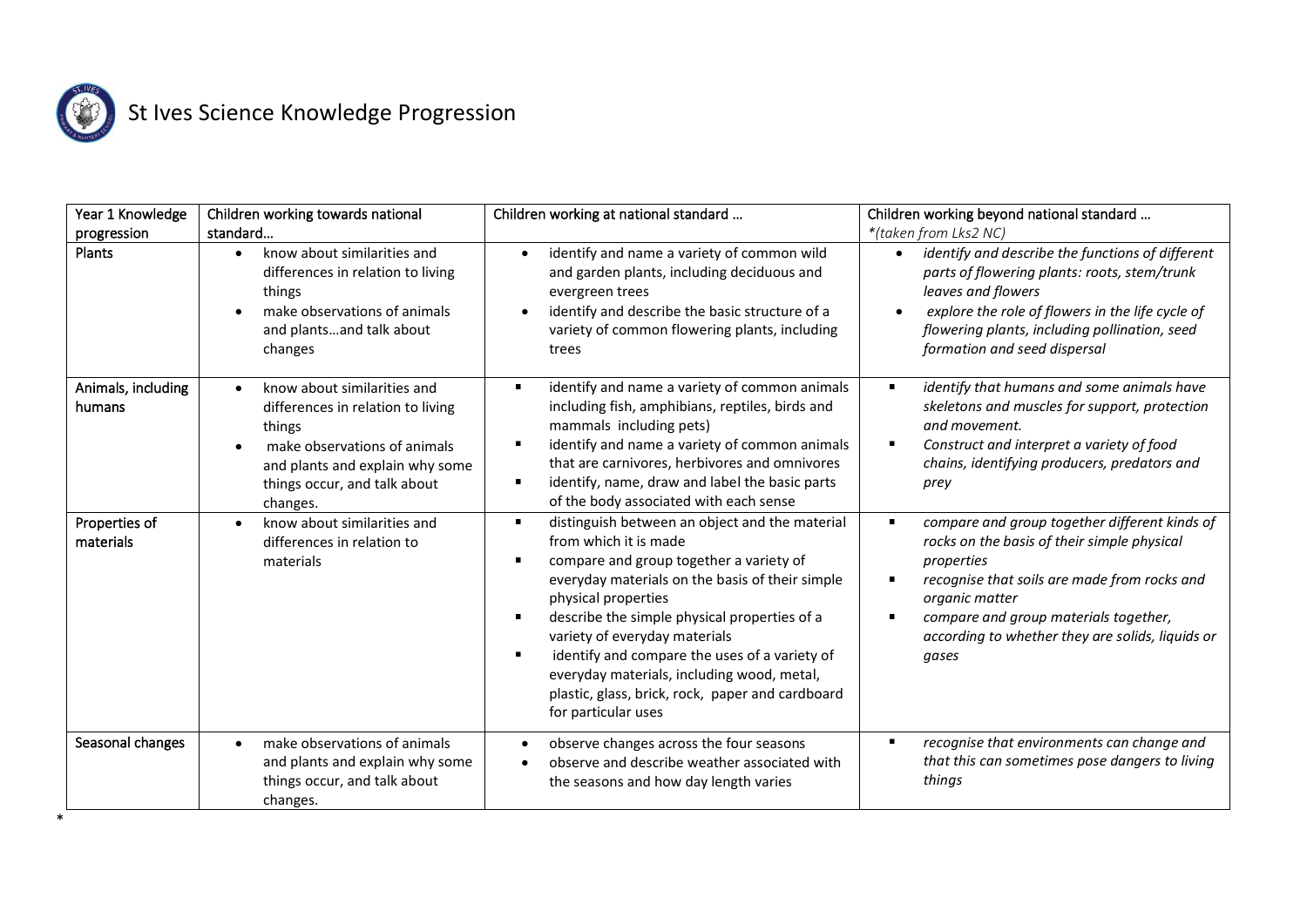# St Ives Science Knowledge Progression

| Year 1 Knowledge progression | Children working towards national standard… | Children working at national standard … | Children working beyond national standard … *(taken from Lks2 NC)* |
|---|---|---|---|
| Plants | • know about similarities and differences in relation to living things<br>• make observations of animals and plants…and talk about changes | • identify and name a variety of common wild and garden plants, including deciduous and evergreen trees<br>• identify and describe the basic structure of a variety of common flowering plants, including trees | • *identify and describe the functions of different parts of flowering plants: roots, stem/trunk leaves and flowers*<br>• *explore the role of flowers in the life cycle of flowering plants, including pollination, seed formation and seed dispersal* |
| Animals, including humans | • know about similarities and differences in relation to living things<br>• make observations of animals and plants and explain why some things occur, and talk about changes. | ▪ identify and name a variety of common animals including fish, amphibians, reptiles, birds and mammals including pets)<br>▪ identify and name a variety of common animals that are carnivores, herbivores and omnivores<br>▪ identify, name, draw and label the basic parts of the body associated with each sense | ▪ *identify that humans and some animals have skeletons and muscles for support, protection and movement.*<br>▪ *Construct and interpret a variety of food chains, identifying producers, predators and prey* |
| Properties of materials | • know about similarities and differences in relation to materials | ▪ distinguish between an object and the material from which it is made<br>▪ compare and group together a variety of everyday materials on the basis of their simple physical properties<br>▪ describe the simple physical properties of a variety of everyday materials<br>▪ identify and compare the uses of a variety of everyday materials, including wood, metal, plastic, glass, brick, rock, paper and cardboard for particular uses | ▪ *compare and group together different kinds of rocks on the basis of their simple physical properties*<br>▪ *recognise that soils are made from rocks and organic matter*<br>▪ *compare and group materials together, according to whether they are solids, liquids or gases* |
| Seasonal changes | • make observations of animals and plants and explain why some things occur, and talk about changes. | • observe changes across the four seasons<br>• observe and describe weather associated with the seasons and how day length varies | ▪ *recognise that environments can change and that this can sometimes pose dangers to living things* |

*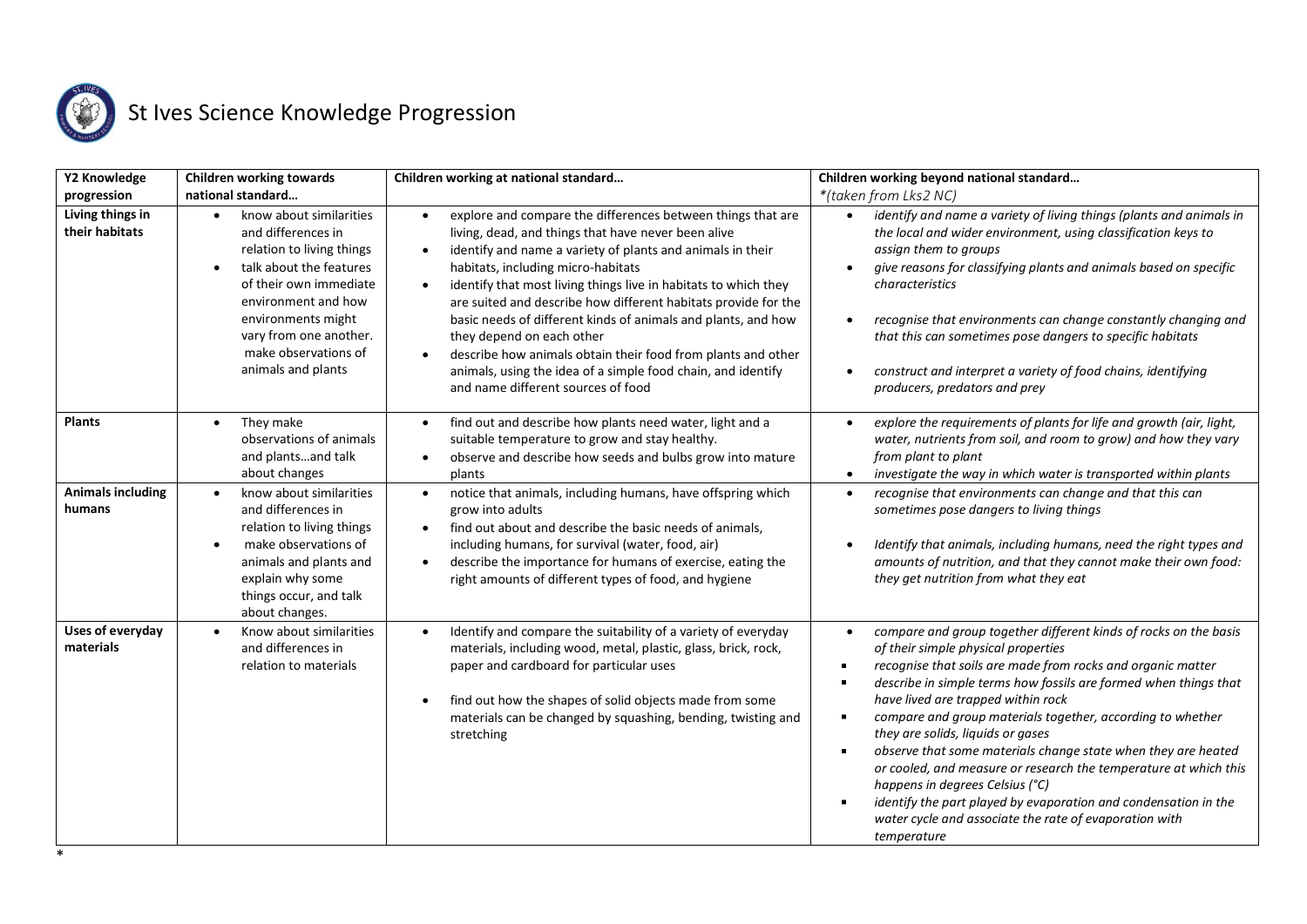# St Ives Science Knowledge Progression

| Y2 Knowledge progression | Children working towards national standard… | Children working at national standard… | Children working beyond national standard… *(taken from Lks2 NC) |
|---|---|---|---|
| **Living things in their habitats** | • know about similarities and differences in relation to living things<br>• talk about the features of their own immediate environment and how environments might vary from one another. make observations of animals and plants | • explore and compare the differences between things that are living, dead, and things that have never been alive<br>• identify and name a variety of plants and animals in their habitats, including micro-habitats<br>• identify that most living things live in habitats to which they are suited and describe how different habitats provide for the basic needs of different kinds of animals and plants, and how they depend on each other<br>• describe how animals obtain their food from plants and other animals, using the idea of a simple food chain, and identify and name different sources of food | • *identify and name a variety of living things (plants and animals in the local and wider environment, using classification keys to assign them to groups*<br>• *give reasons for classifying plants and animals based on specific characteristics*<br>• *recognise that environments can change constantly changing and that this can sometimes pose dangers to specific habitats*<br>• *construct and interpret a variety of food chains, identifying producers, predators and prey* |
| **Plants** | • They make observations of animals and plants…and talk about changes | • find out and describe how plants need water, light and a suitable temperature to grow and stay healthy.<br>• observe and describe how seeds and bulbs grow into mature plants | • *explore the requirements of plants for life and growth (air, light, water, nutrients from soil, and room to grow) and how they vary from plant to plant*<br>• *investigate the way in which water is transported within plants* |
| **Animals including humans** | • know about similarities and differences in relation to living things<br>• make observations of animals and plants and explain why some things occur, and talk about changes. | • notice that animals, including humans, have offspring which grow into adults<br>• find out about and describe the basic needs of animals, including humans, for survival (water, food, air)<br>• describe the importance for humans of exercise, eating the right amounts of different types of food, and hygiene | • *recognise that environments can change and that this can sometimes pose dangers to living things*<br>• *Identify that animals, including humans, need the right types and amounts of nutrition, and that they cannot make their own food: they get nutrition from what they eat* |
| **Uses of everyday materials** | • Know about similarities and differences in relation to materials | • Identify and compare the suitability of a variety of everyday materials, including wood, metal, plastic, glass, brick, rock, paper and cardboard for particular uses<br>• find out how the shapes of solid objects made from some materials can be changed by squashing, bending, twisting and stretching | • *compare and group together different kinds of rocks on the basis of their simple physical properties*<br>• *recognise that soils are made from rocks and organic matter*<br>• *describe in simple terms how fossils are formed when things that have lived are trapped within rock*<br>• *compare and group materials together, according to whether they are solids, liquids or gases*<br>• *observe that some materials change state when they are heated or cooled, and measure or research the temperature at which this happens in degrees Celsius (°C)*<br>• *identify the part played by evaporation and condensation in the water cycle and associate the rate of evaporation with temperature* |

*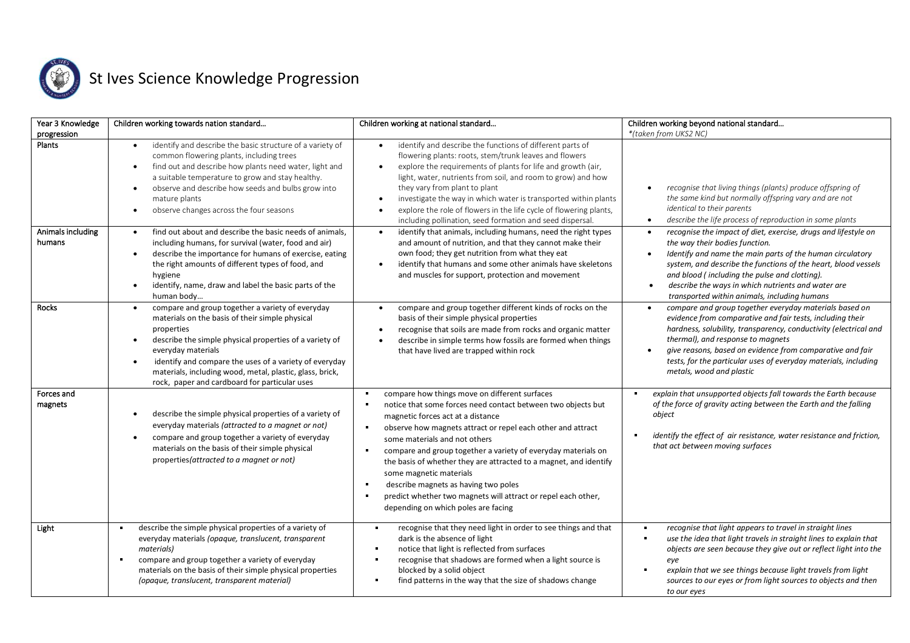# St Ives Science Knowledge Progression

| Year 3 Knowledge progression | Children working towards nation standard… | Children working at national standard… | Children working beyond national standard… *\*(taken from UKS2 NC)* |
|---|---|---|---|
| Plants | • identify and describe the basic structure of a variety of common flowering plants, including trees<br>• find out and describe how plants need water, light and a suitable temperature to grow and stay healthy.<br>• observe and describe how seeds and bulbs grow into mature plants<br>• observe changes across the four seasons | • identify and describe the functions of different parts of flowering plants: roots, stem/trunk leaves and flowers<br>• explore the requirements of plants for life and growth (air, light, water, nutrients from soil, and room to grow) and how they vary from plant to plant<br>• investigate the way in which water is transported within plants<br>• explore the role of flowers in the life cycle of flowering plants, including pollination, seed formation and seed dispersal. | • *recognise that living things (plants) produce offspring of the same kind but normally offspring vary and are not identical to their parents*<br>• *describe the life process of reproduction in some plants* |
| Animals including humans | • find out about and describe the basic needs of animals, including humans, for survival (water, food and air)<br>• describe the importance for humans of exercise, eating the right amounts of different types of food, and hygiene<br>• identify, name, draw and label the basic parts of the human body… | • identify that animals, including humans, need the right types and amount of nutrition, and that they cannot make their own food; they get nutrition from what they eat<br>• identify that humans and some other animals have skeletons and muscles for support, protection and movement | • *recognise the impact of diet, exercise, drugs and lifestyle on the way their bodies function.*<br>• *Identify and name the main parts of the human circulatory system, and describe the functions of the heart, blood vessels and blood ( including the pulse and clotting).*<br>• *describe the ways in which nutrients and water are transported within animals, including humans* |
| Rocks | • compare and group together a variety of everyday materials on the basis of their simple physical properties<br>• describe the simple physical properties of a variety of everyday materials<br>• identify and compare the uses of a variety of everyday materials, including wood, metal, plastic, glass, brick, rock, paper and cardboard for particular uses | • compare and group together different kinds of rocks on the basis of their simple physical properties<br>• recognise that soils are made from rocks and organic matter<br>• describe in simple terms how fossils are formed when things that have lived are trapped within rock | • *compare and group together everyday materials based on evidence from comparative and fair tests, including their hardness, solubility, transparency, conductivity (electrical and thermal), and response to magnets*<br>• *give reasons, based on evidence from comparative and fair tests, for the particular uses of everyday materials, including metals, wood and plastic* |
| Forces and magnets | • describe the simple physical properties of a variety of everyday materials *(attracted to a magnet or not)*<br>• compare and group together a variety of everyday materials on the basis of their simple physical properties*(attracted to a magnet or not)* | ▪ compare how things move on different surfaces<br>▪ notice that some forces need contact between two objects but magnetic forces act at a distance<br>▪ observe how magnets attract or repel each other and attract some materials and not others<br>▪ compare and group together a variety of everyday materials on the basis of whether they are attracted to a magnet, and identify some magnetic materials<br>▪ describe magnets as having two poles<br>▪ predict whether two magnets will attract or repel each other, depending on which poles are facing | ▪ *explain that unsupported objects fall towards the Earth because of the force of gravity acting between the Earth and the falling object*<br>▪ *identify the effect of air resistance, water resistance and friction, that act between moving surfaces* |
| Light | ▪ describe the simple physical properties of a variety of everyday materials *(opaque, translucent, transparent materials)*<br>▪ compare and group together a variety of everyday materials on the basis of their simple physical properties *(opaque, translucent, transparent material)* | ▪ recognise that they need light in order to see things and that dark is the absence of light<br>▪ notice that light is reflected from surfaces<br>▪ recognise that shadows are formed when a light source is blocked by a solid object<br>▪ find patterns in the way that the size of shadows change | ▪ *recognise that light appears to travel in straight lines*<br>▪ *use the idea that light travels in straight lines to explain that objects are seen because they give out or reflect light into the eye*<br>▪ *explain that we see things because light travels from light sources to our eyes or from light sources to objects and then to our eyes* |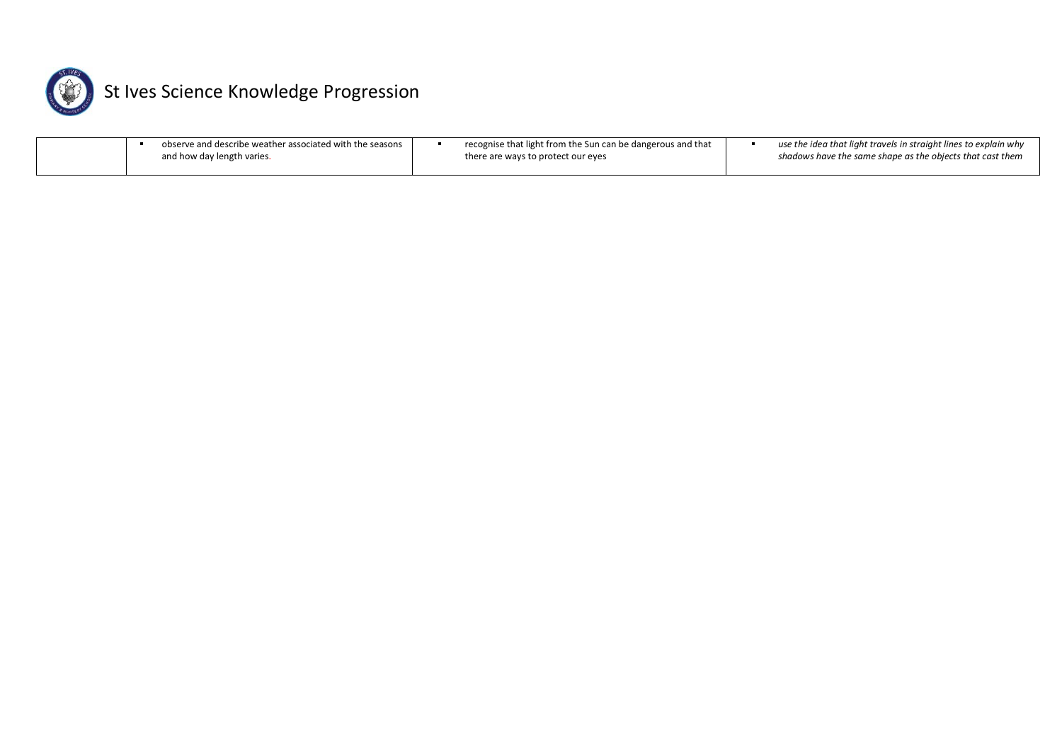# St Ives Science Knowledge Progression

| | | | |
|---|---|---|---|
| | ▪ observe and describe weather associated with the seasons and how day length varies. | ▪ recognise that light from the Sun can be dangerous and that there are ways to protect our eyes | ▪ *use the idea that light travels in straight lines to explain why shadows have the same shape as the objects that cast them* |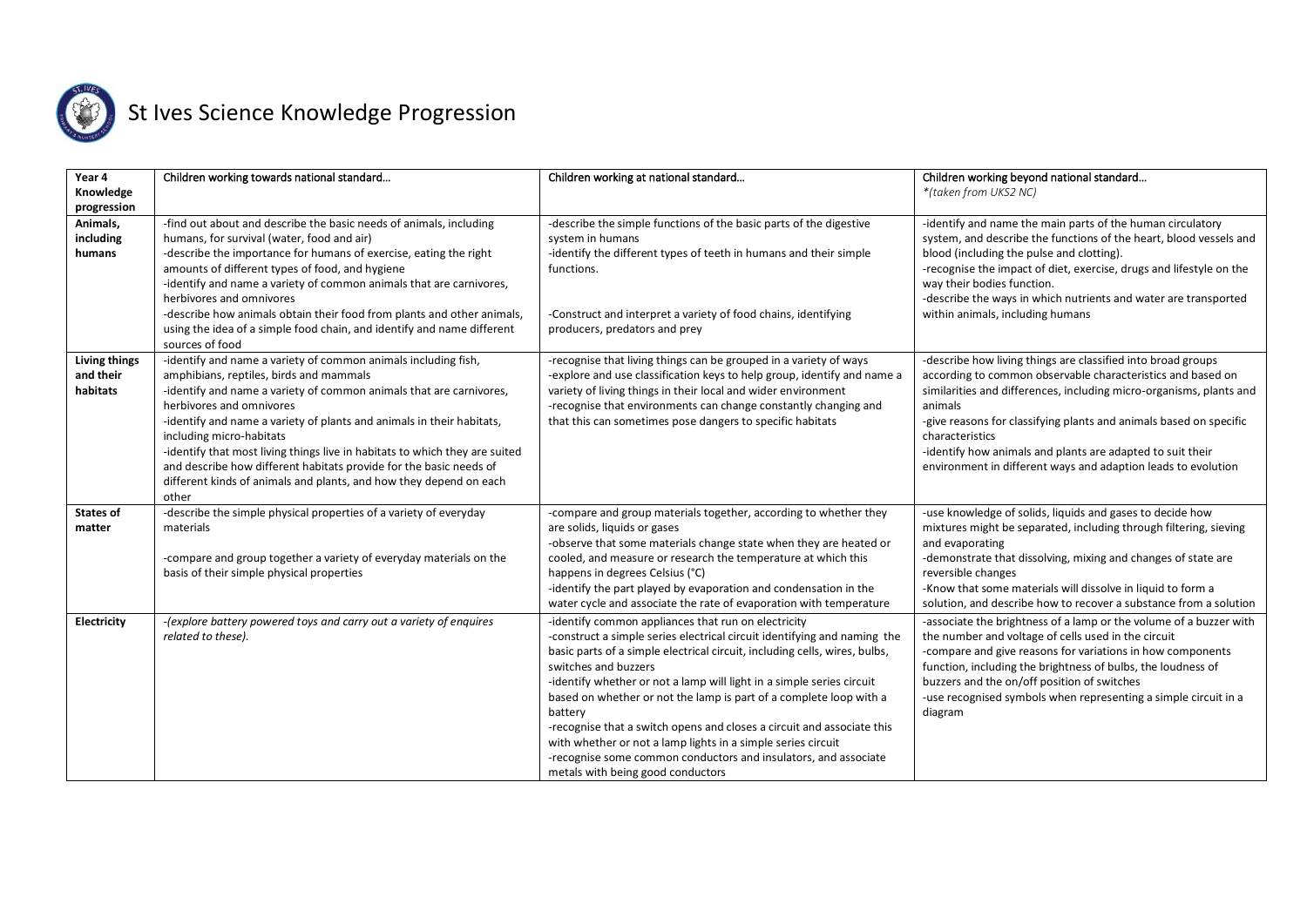# St Ives Science Knowledge Progression

| Year 4 Knowledge progression | Children working towards national standard… | Children working at national standard… | Children working beyond national standard… *(taken from UKS2 NC)* |
|---|---|---|---|
| **Animals, including humans** | -find out about and describe the basic needs of animals, including humans, for survival (water, food and air)<br>-describe the importance for humans of exercise, eating the right amounts of different types of food, and hygiene<br>-identify and name a variety of common animals that are carnivores, herbivores and omnivores<br>-describe how animals obtain their food from plants and other animals, using the idea of a simple food chain, and identify and name different sources of food | -describe the simple functions of the basic parts of the digestive system in humans<br>-identify the different types of teeth in humans and their simple functions.<br><br>-Construct and interpret a variety of food chains, identifying producers, predators and prey | -identify and name the main parts of the human circulatory system, and describe the functions of the heart, blood vessels and blood (including the pulse and clotting).<br>-recognise the impact of diet, exercise, drugs and lifestyle on the way their bodies function.<br>-describe the ways in which nutrients and water are transported within animals, including humans |
| **Living things and their habitats** | -identify and name a variety of common animals including fish, amphibians, reptiles, birds and mammals<br>-identify and name a variety of common animals that are carnivores, herbivores and omnivores<br>-identify and name a variety of plants and animals in their habitats, including micro-habitats<br>-identify that most living things live in habitats to which they are suited and describe how different habitats provide for the basic needs of different kinds of animals and plants, and how they depend on each other | -recognise that living things can be grouped in a variety of ways<br>-explore and use classification keys to help group, identify and name a variety of living things in their local and wider environment<br>-recognise that environments can change constantly changing and that this can sometimes pose dangers to specific habitats | -describe how living things are classified into broad groups according to common observable characteristics and based on similarities and differences, including micro-organisms, plants and animals<br>-give reasons for classifying plants and animals based on specific characteristics<br>-identify how animals and plants are adapted to suit their environment in different ways and adaption leads to evolution |
| **States of matter** | -describe the simple physical properties of a variety of everyday materials<br><br>-compare and group together a variety of everyday materials on the basis of their simple physical properties | -compare and group materials together, according to whether they are solids, liquids or gases<br>-observe that some materials change state when they are heated or cooled, and measure or research the temperature at which this happens in degrees Celsius (°C)<br>-identify the part played by evaporation and condensation in the water cycle and associate the rate of evaporation with temperature | -use knowledge of solids, liquids and gases to decide how mixtures might be separated, including through filtering, sieving and evaporating<br>-demonstrate that dissolving, mixing and changes of state are reversible changes<br>-Know that some materials will dissolve in liquid to form a solution, and describe how to recover a substance from a solution |
| **Electricity** | *-(explore battery powered toys and carry out a variety of enquires related to these).* | -identify common appliances that run on electricity<br>-construct a simple series electrical circuit identifying and naming the basic parts of a simple electrical circuit, including cells, wires, bulbs, switches and buzzers<br>-identify whether or not a lamp will light in a simple series circuit based on whether or not the lamp is part of a complete loop with a battery<br>-recognise that a switch opens and closes a circuit and associate this with whether or not a lamp lights in a simple series circuit<br>-recognise some common conductors and insulators, and associate metals with being good conductors | -associate the brightness of a lamp or the volume of a buzzer with the number and voltage of cells used in the circuit<br>-compare and give reasons for variations in how components function, including the brightness of bulbs, the loudness of buzzers and the on/off position of switches<br>-use recognised symbols when representing a simple circuit in a diagram |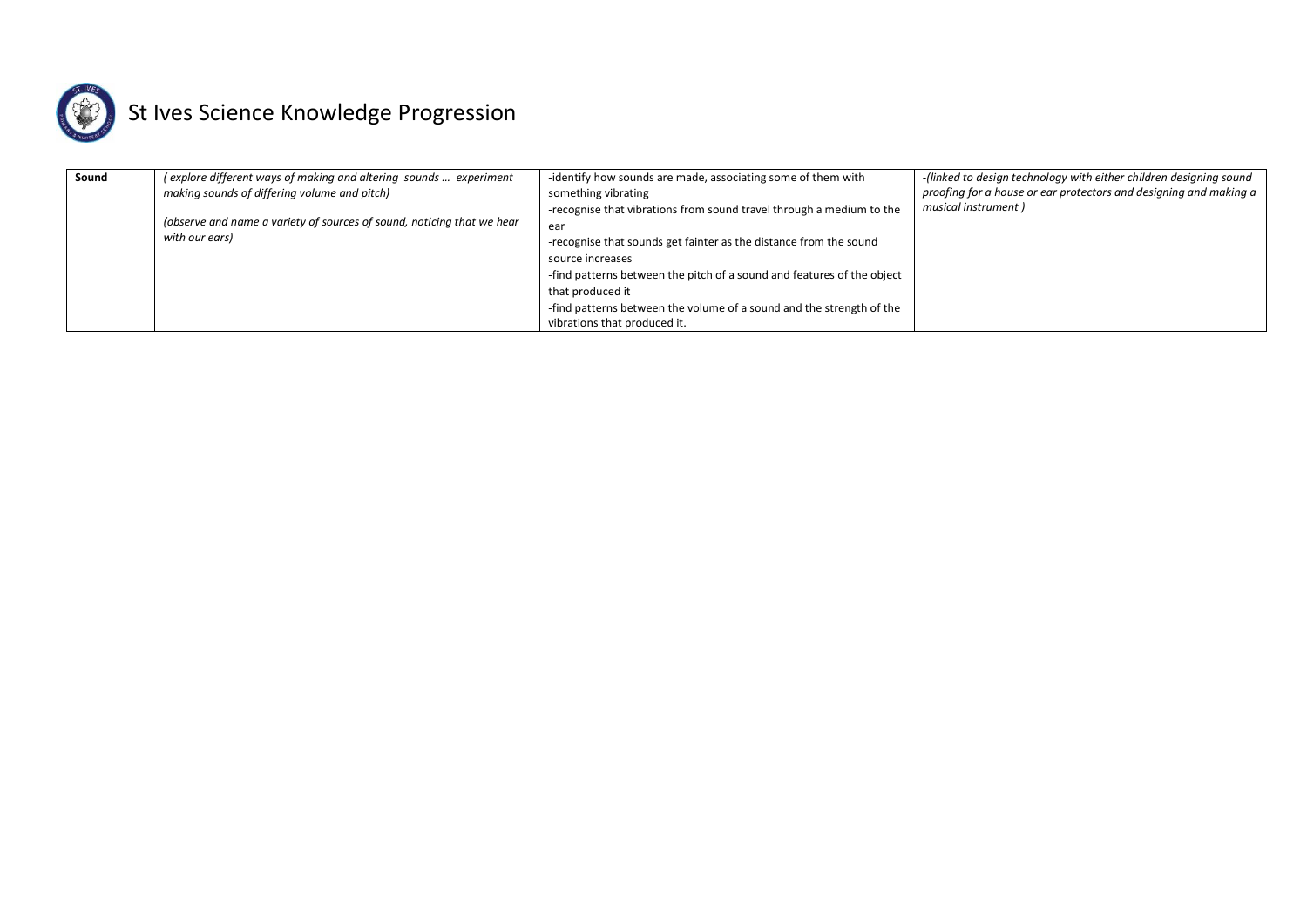# St Ives Science Knowledge Progression

| | | | |
|---|---|---|---|
| **Sound** | *( explore different ways of making and altering sounds … experiment making sounds of differing volume and pitch)*<br><br>*(observe and name a variety of sources of sound, noticing that we hear with our ears)* | -identify how sounds are made, associating some of them with something vibrating<br>-recognise that vibrations from sound travel through a medium to the ear<br>-recognise that sounds get fainter as the distance from the sound source increases<br>-find patterns between the pitch of a sound and features of the object that produced it<br>-find patterns between the volume of a sound and the strength of the vibrations that produced it. | *-(linked to design technology with either children designing sound proofing for a house or ear protectors and designing and making a musical instrument )* |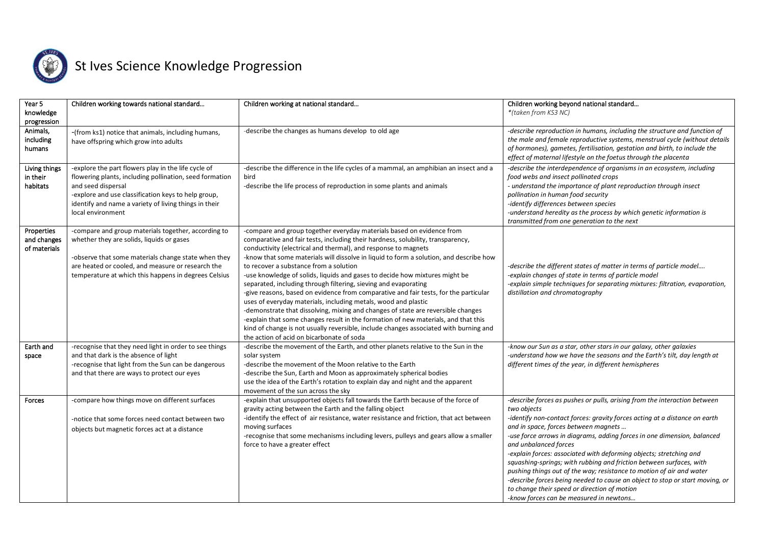# St Ives Science Knowledge Progression

| Year 5 knowledge progression | Children working towards national standard… | Children working at national standard… | Children working beyond national standard… *(taken from KS3 NC)* |
|---|---|---|---|
| Animals, including humans | -(from ks1) notice that animals, including humans, have offspring which grow into adults | -describe the changes as humans develop to old age | *-describe reproduction in humans, including the structure and function of the male and female reproductive systems, menstrual cycle (without details of hormones), gametes, fertilisation, gestation and birth, to include the effect of maternal lifestyle on the foetus through the placenta* |
| Living things in their habitats | -explore the part flowers play in the life cycle of flowering plants, including pollination, seed formation and seed dispersal<br>-explore and use classification keys to help group, identify and name a variety of living things in their local environment | -describe the difference in the life cycles of a mammal, an amphibian an insect and a bird<br>-describe the life process of reproduction in some plants and animals | *-describe the interdependence of organisms in an ecosystem, including food webs and insect pollinated crops*<br>*- understand the importance of plant reproduction through insect pollination in human food security*<br>*-identify differences between species*<br>*-understand heredity as the process by which genetic information is transmitted from one generation to the next* |
| Properties and changes of materials | -compare and group materials together, according to whether they are solids, liquids or gases<br><br>-observe that some materials change state when they are heated or cooled, and measure or research the temperature at which this happens in degrees Celsius | -compare and group together everyday materials based on evidence from comparative and fair tests, including their hardness, solubility, transparency, conductivity (electrical and thermal), and response to magnets<br>-know that some materials will dissolve in liquid to form a solution, and describe how to recover a substance from a solution<br>-use knowledge of solids, liquids and gases to decide how mixtures might be separated, including through filtering, sieving and evaporating<br>-give reasons, based on evidence from comparative and fair tests, for the particular uses of everyday materials, including metals, wood and plastic<br>-demonstrate that dissolving, mixing and changes of state are reversible changes<br>-explain that some changes result in the formation of new materials, and that this kind of change is not usually reversible, include changes associated with burning and the action of acid on bicarbonate of soda | *-describe the different states of matter in terms of particle model….*<br>*-explain changes of state in terms of particle model*<br>*-explain simple techniques for separating mixtures: filtration, evaporation, distillation and chromatography* |
| Earth and space | -recognise that they need light in order to see things and that dark is the absence of light<br>-recognise that light from the Sun can be dangerous and that there are ways to protect our eyes | -describe the movement of the Earth, and other planets relative to the Sun in the solar system<br>-describe the movement of the Moon relative to the Earth<br>-describe the Sun, Earth and Moon as approximately spherical bodies<br>use the idea of the Earth's rotation to explain day and night and the apparent movement of the sun across the sky | *-know our Sun as a star, other stars in our galaxy, other galaxies*<br>*-understand how we have the seasons and the Earth's tilt, day length at different times of the year, in different hemispheres* |
| Forces | -compare how things move on different surfaces<br><br>-notice that some forces need contact between two objects but magnetic forces act at a distance | -explain that unsupported objects fall towards the Earth because of the force of gravity acting between the Earth and the falling object<br>-identify the effect of air resistance, water resistance and friction, that act between moving surfaces<br>-recognise that some mechanisms including levers, pulleys and gears allow a smaller force to have a greater effect | *-describe forces as pushes or pulls, arising from the interaction between two objects*<br>*-identify non-contact forces: gravity forces acting at a distance on earth and in space, forces between magnets …*<br>*-use force arrows in diagrams, adding forces in one dimension, balanced and unbalanced forces*<br>*-explain forces: associated with deforming objects; stretching and squashing-springs; with rubbing and friction between surfaces, with pushing things out of the way; resistance to motion of air and water*<br>*-describe forces being needed to cause an object to stop or start moving, or to change their speed or direction of motion*<br>*-know forces can be measured in newtons…* |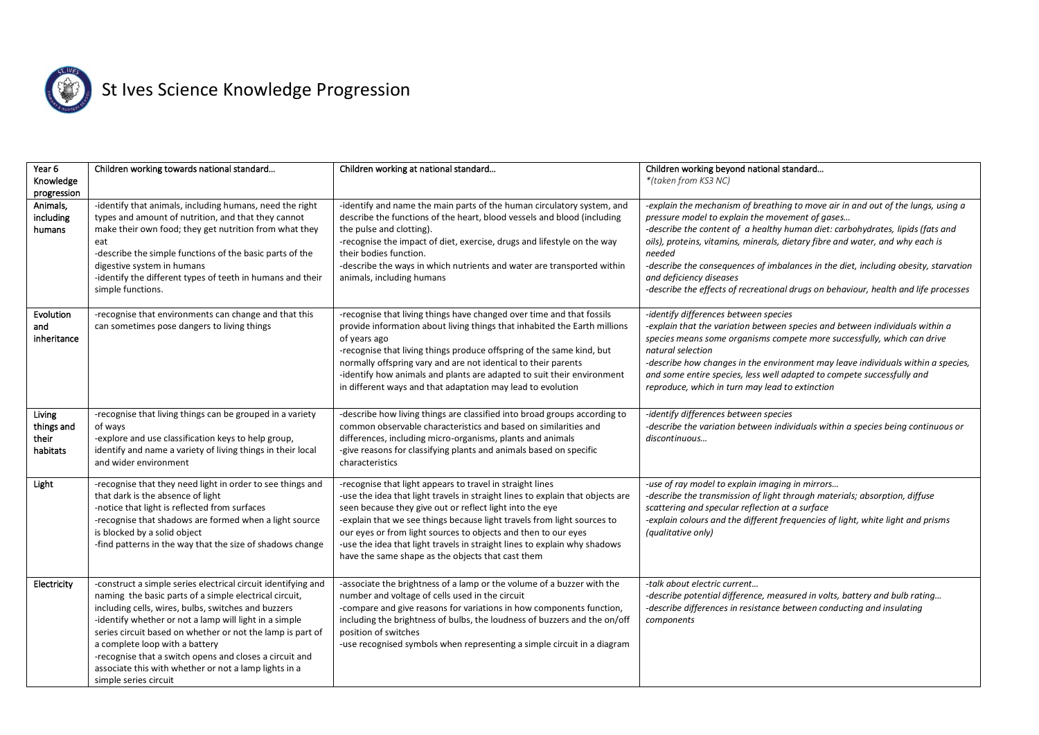# St Ives Science Knowledge Progression

| Year 6 Knowledge progression | Children working towards national standard… | Children working at national standard… | Children working beyond national standard… *(taken from KS3 NC)* |
|---|---|---|---|
| Animals, including humans | -identify that animals, including humans, need the right types and amount of nutrition, and that they cannot make their own food; they get nutrition from what they eat<br>-describe the simple functions of the basic parts of the digestive system in humans<br>-identify the different types of teeth in humans and their simple functions. | -identify and name the main parts of the human circulatory system, and describe the functions of the heart, blood vessels and blood (including the pulse and clotting).<br>-recognise the impact of diet, exercise, drugs and lifestyle on the way their bodies function.<br>-describe the ways in which nutrients and water are transported within animals, including humans | *-explain the mechanism of breathing to move air in and out of the lungs, using a pressure model to explain the movement of gases…*<br>*-describe the content of a healthy human diet: carbohydrates, lipids (fats and oils), proteins, vitamins, minerals, dietary fibre and water, and why each is needed*<br>*-describe the consequences of imbalances in the diet, including obesity, starvation and deficiency diseases*<br>*-describe the effects of recreational drugs on behaviour, health and life processes* |
| Evolution and inheritance | -recognise that environments can change and that this can sometimes pose dangers to living things | -recognise that living things have changed over time and that fossils provide information about living things that inhabited the Earth millions of years ago<br>-recognise that living things produce offspring of the same kind, but normally offspring vary and are not identical to their parents<br>-identify how animals and plants are adapted to suit their environment in different ways and that adaptation may lead to evolution | *-identify differences between species*<br>*-explain that the variation between species and between individuals within a species means some organisms compete more successfully, which can drive natural selection*<br>*-describe how changes in the environment may leave individuals within a species, and some entire species, less well adapted to compete successfully and reproduce, which in turn may lead to extinction* |
| Living things and their habitats | -recognise that living things can be grouped in a variety of ways<br>-explore and use classification keys to help group, identify and name a variety of living things in their local and wider environment | -describe how living things are classified into broad groups according to common observable characteristics and based on similarities and differences, including micro-organisms, plants and animals<br>-give reasons for classifying plants and animals based on specific characteristics | *-identify differences between species*<br>*-describe the variation between individuals within a species being continuous or discontinuous…* |
| Light | -recognise that they need light in order to see things and that dark is the absence of light<br>-notice that light is reflected from surfaces<br>-recognise that shadows are formed when a light source is blocked by a solid object<br>-find patterns in the way that the size of shadows change | -recognise that light appears to travel in straight lines<br>-use the idea that light travels in straight lines to explain that objects are seen because they give out or reflect light into the eye<br>-explain that we see things because light travels from light sources to our eyes or from light sources to objects and then to our eyes<br>-use the idea that light travels in straight lines to explain why shadows have the same shape as the objects that cast them | *-use of ray model to explain imaging in mirrors…*<br>*-describe the transmission of light through materials; absorption, diffuse scattering and specular reflection at a surface*<br>*-explain colours and the different frequencies of light, white light and prisms (qualitative only)* |
| Electricity | -construct a simple series electrical circuit identifying and naming the basic parts of a simple electrical circuit, including cells, wires, bulbs, switches and buzzers<br>-identify whether or not a lamp will light in a simple series circuit based on whether or not the lamp is part of a complete loop with a battery<br>-recognise that a switch opens and closes a circuit and associate this with whether or not a lamp lights in a simple series circuit | -associate the brightness of a lamp or the volume of a buzzer with the number and voltage of cells used in the circuit<br>-compare and give reasons for variations in how components function, including the brightness of bulbs, the loudness of buzzers and the on/off position of switches<br>-use recognised symbols when representing a simple circuit in a diagram | *-talk about electric current…*<br>*-describe potential difference, measured in volts, battery and bulb rating…*<br>*-describe differences in resistance between conducting and insulating components* |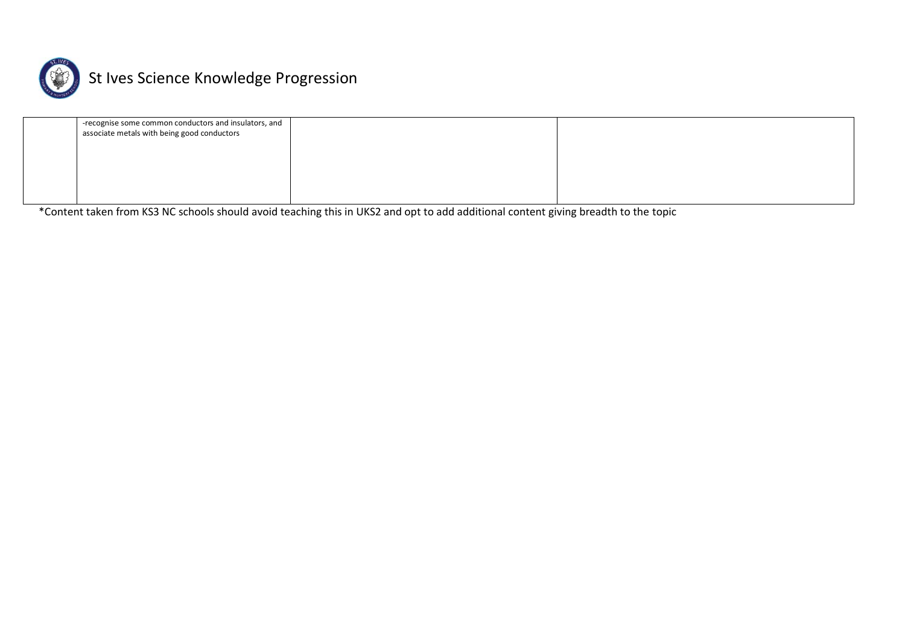# St Ives Science Knowledge Progression

| | | | |
|---|---|---|---|
| | -recognise some common conductors and insulators, and associate metals with being good conductors | | |

*Content taken from KS3 NC schools should avoid teaching this in UKS2 and opt to add additional content giving breadth to the topic